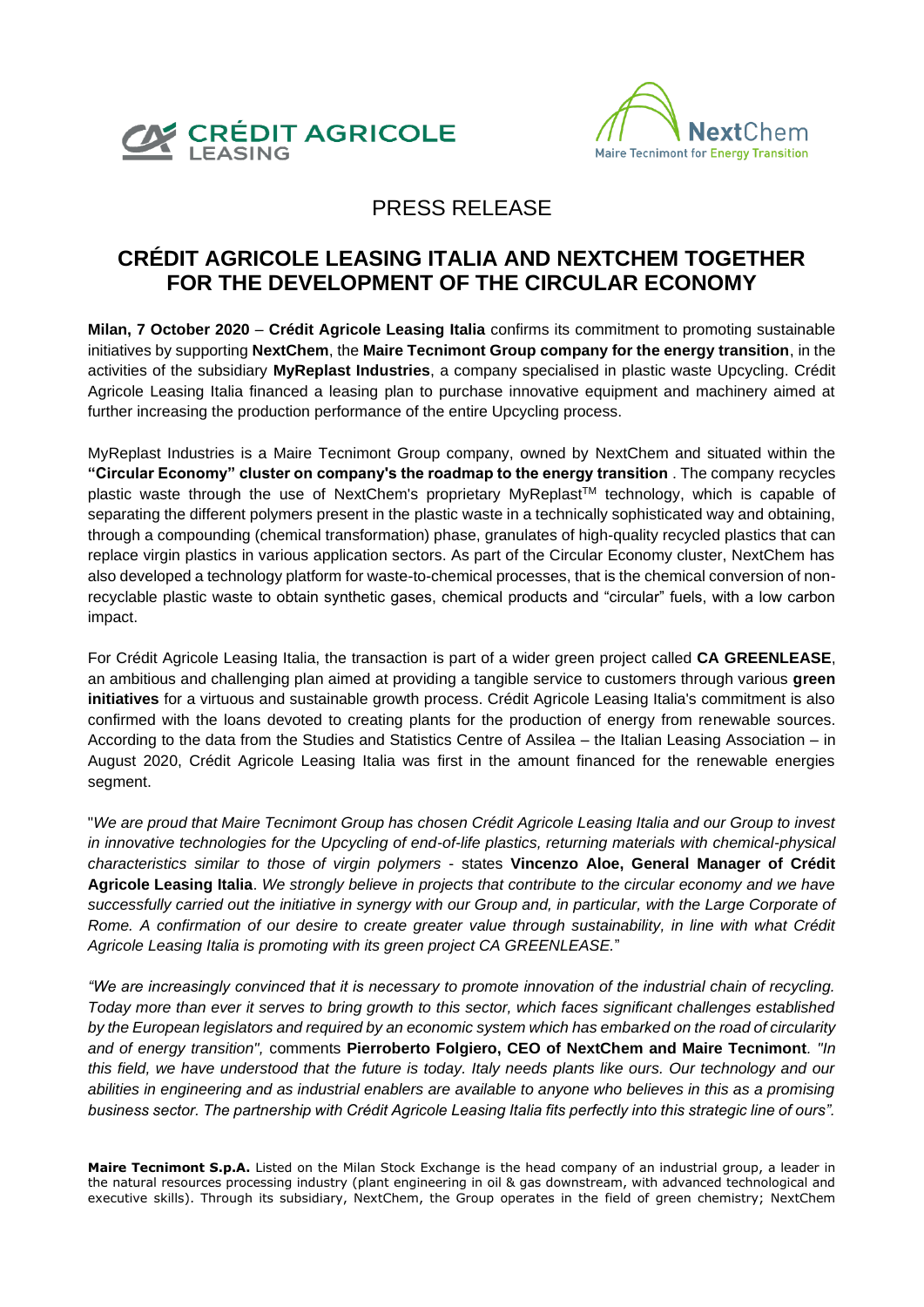PRESS RELEASE

# CRÉDIT AGRICOLE LEASING ITALIA AND NEXTCHEM TOGETHER FOR THE DEVELOPMENT OF THE CIRCULAR ECONOMY

**Milan, 7 October 2020** – **Crédit Agricole Leasing Italia** confirms its commitment to promoting sustainable initiatives by supporting **NextChem**, the **Maire Tecnimont Group company for the energy transition**, in the activities of the subsidiary **MyReplast Industries**, a company specialised in plastic waste Upcycling. Crédit Agricole Leasing Italia financed a leasing plan to purchase innovative equipment and machinery aimed at further increasing the production performance of the entire Upcycling process.

MyReplast Industries is a Maire Tecnimont Group company, owned by NextChem and situated within the **"Circular Economy" cluster on company's the roadmap to the energy transition** . The company recycles plastic waste through the use of NextChem's proprietary MyReplast™ technology, which is capable of separating the different polymers present in the plastic waste in a technically sophisticated way and obtaining, through a compounding (chemical transformation) phase, granulates of high-quality recycled plastics that can replace virgin plastics in various application sectors. As part of the Circular Economy cluster, NextChem has also developed a technology platform for waste-to-chemical processes, that is the chemical conversion of non-recyclable plastic waste to obtain synthetic gases, chemical products and "circular" fuels, with a low carbon impact.

For Crédit Agricole Leasing Italia, the transaction is part of a wider green project called **CA GREENLEASE**, an ambitious and challenging plan aimed at providing a tangible service to customers through various **green initiatives** for a virtuous and sustainable growth process. Crédit Agricole Leasing Italia's commitment is also confirmed with the loans devoted to creating plants for the production of energy from renewable sources. According to the data from the Studies and Statistics Centre of Assilea – the Italian Leasing Association – in August 2020, Crédit Agricole Leasing Italia was first in the amount financed for the renewable energies segment.

"*We are proud that Maire Tecnimont Group has chosen Crédit Agricole Leasing Italia and our Group to invest in innovative technologies for the Upcycling of end-of-life plastics, returning materials with chemical-physical characteristics similar to those of virgin polymers* - states **Vincenzo Aloe, General Manager of Crédit Agricole Leasing Italia**. *We strongly believe in projects that contribute to the circular economy and we have successfully carried out the initiative in synergy with our Group and, in particular, with the Large Corporate of Rome. A confirmation of our desire to create greater value through sustainability, in line with what Crédit Agricole Leasing Italia is promoting with its green project CA GREENLEASE.*"

*"We are increasingly convinced that it is necessary to promote innovation of the industrial chain of recycling. Today more than ever it serves to bring growth to this sector, which faces significant challenges established by the European legislators and required by an economic system which has embarked on the road of circularity and of energy transition",* comments **Pierroberto Folgiero, CEO of NextChem and Maire Tecnimont**. *"In this field, we have understood that the future is today. Italy needs plants like ours. Our technology and our abilities in engineering and as industrial enablers are available to anyone who believes in this as a promising business sector. The partnership with Crédit Agricole Leasing Italia fits perfectly into this strategic line of ours".*

**Maire Tecnimont S.p.A.** Listed on the Milan Stock Exchange is the head company of an industrial group, a leader in the natural resources processing industry (plant engineering in oil & gas downstream, with advanced technological and executive skills). Through its subsidiary, NextChem, the Group operates in the field of green chemistry; NextChem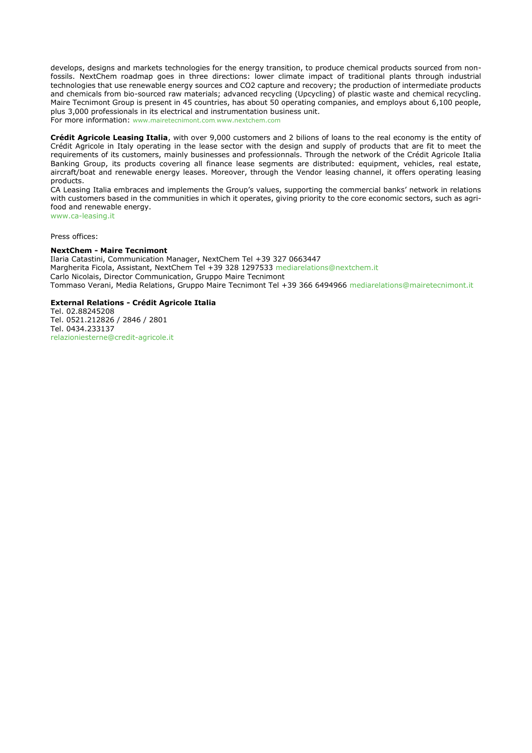develops, designs and markets technologies for the energy transition, to produce chemical products sourced from non-fossils. NextChem roadmap goes in three directions: lower climate impact of traditional plants through industrial technologies that use renewable energy sources and CO2 capture and recovery; the production of intermediate products and chemicals from bio-sourced raw materials; advanced recycling (Upcycling) of plastic waste and chemical recycling. Maire Tecnimont Group is present in 45 countries, has about 50 operating companies, and employs about 6,100 people, plus 3,000 professionals in its electrical and instrumentation business unit.
For more information: www.mairetecnimont.com www.nextchem.com

**Crédit Agricole Leasing Italia**, with over 9,000 customers and 2 bilions of loans to the real economy is the entity of Crédit Agricole in Italy operating in the lease sector with the design and supply of products that are fit to meet the requirements of its customers, mainly businesses and professionnals. Through the network of the Crédit Agricole Italia Banking Group, its products covering all finance lease segments are distributed: equipment, vehicles, real estate, aircraft/boat and renewable energy leases. Moreover, through the Vendor leasing channel, it offers operating leasing products.
CA Leasing Italia embraces and implements the Group's values, supporting the commercial banks' network in relations with customers based in the communities in which it operates, giving priority to the core economic sectors, such as agri-food and renewable energy.
www.ca-leasing.it

Press offices:

**NextChem - Maire Tecnimont**
Ilaria Catastini, Communication Manager, NextChem Tel +39 327 0663447
Margherita Ficola, Assistant, NextChem Tel +39 328 1297533 mediarelations@nextchem.it
Carlo Nicolais, Director Communication, Gruppo Maire Tecnimont
Tommaso Verani, Media Relations, Gruppo Maire Tecnimont Tel +39 366 6494966 mediarelations@mairetecnimont.it

**External Relations - Crédit Agricole Italia**
Tel. 02.88245208
Tel. 0521.212826 / 2846 / 2801
Tel. 0434.233137
relazioniesterne@credit-agricole.it